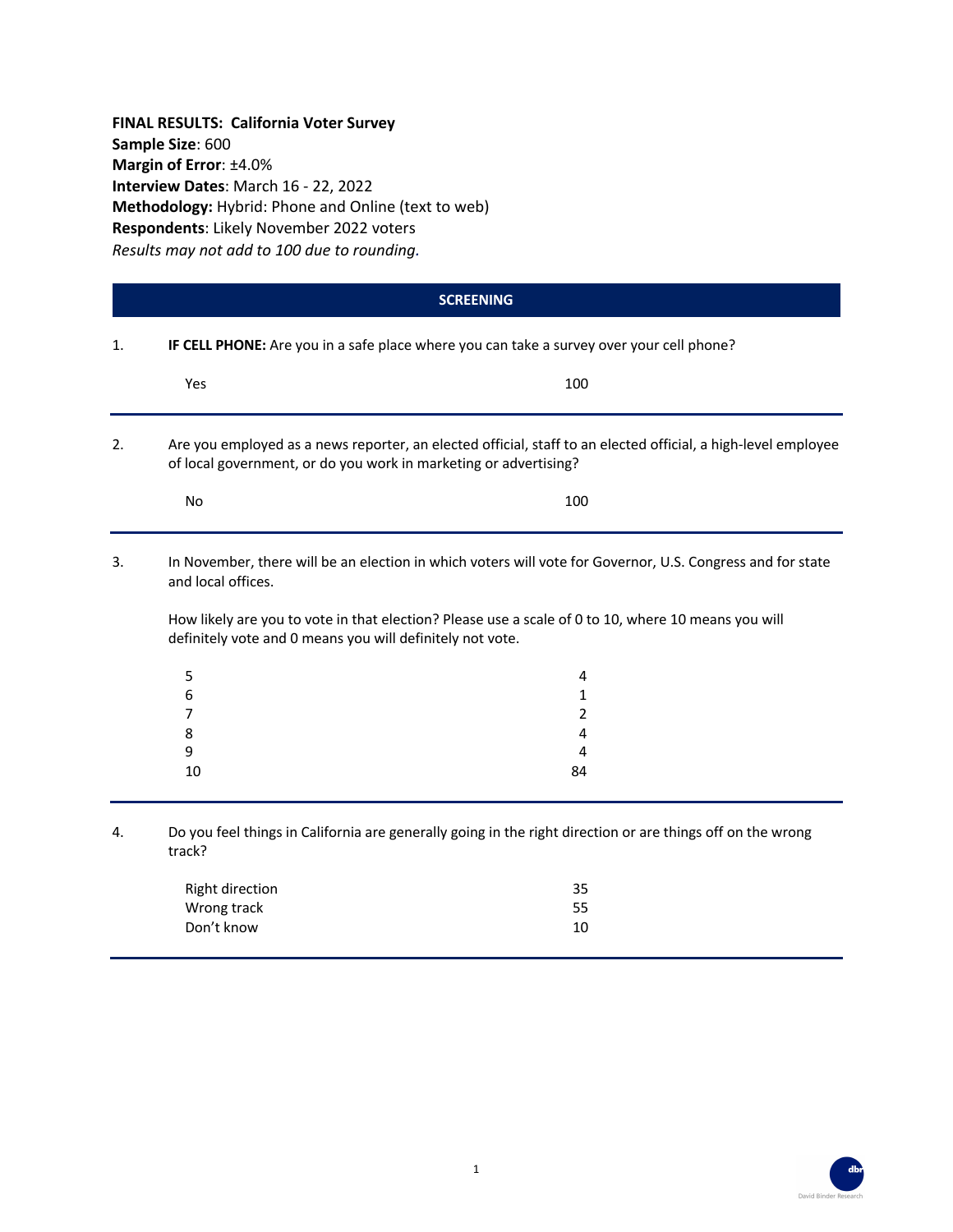**FINAL RESULTS: California Voter Survey**
**Sample Size**: 600
**Margin of Error**: ±4.0%
**Interview Dates**: March 16 - 22, 2022
**Methodology:** Hybrid: Phone and Online (text to web)
**Respondents**: Likely November 2022 voters
*Results may not add to 100 due to rounding.*

## SCREENING

1. **IF CELL PHONE:** Are you in a safe place where you can take a survey over your cell phone?

| | |
|---|---|
| Yes | 100 |

2. Are you employed as a news reporter, an elected official, staff to an elected official, a high-level employee of local government, or do you work in marketing or advertising?

| | |
|---|---|
| No | 100 |

3. In November, there will be an election in which voters will vote for Governor, U.S. Congress and for state and local offices.

   How likely are you to vote in that election? Please use a scale of 0 to 10, where 10 means you will definitely vote and 0 means you will definitely not vote.

| | |
|---|---|
| 5 | 4 |
| 6 | 1 |
| 7 | 2 |
| 8 | 4 |
| 9 | 4 |
| 10 | 84 |

4. Do you feel things in California are generally going in the right direction or are things off on the wrong track?

| | |
|---|---|
| Right direction | 35 |
| Wrong track | 55 |
| Don't know | 10 |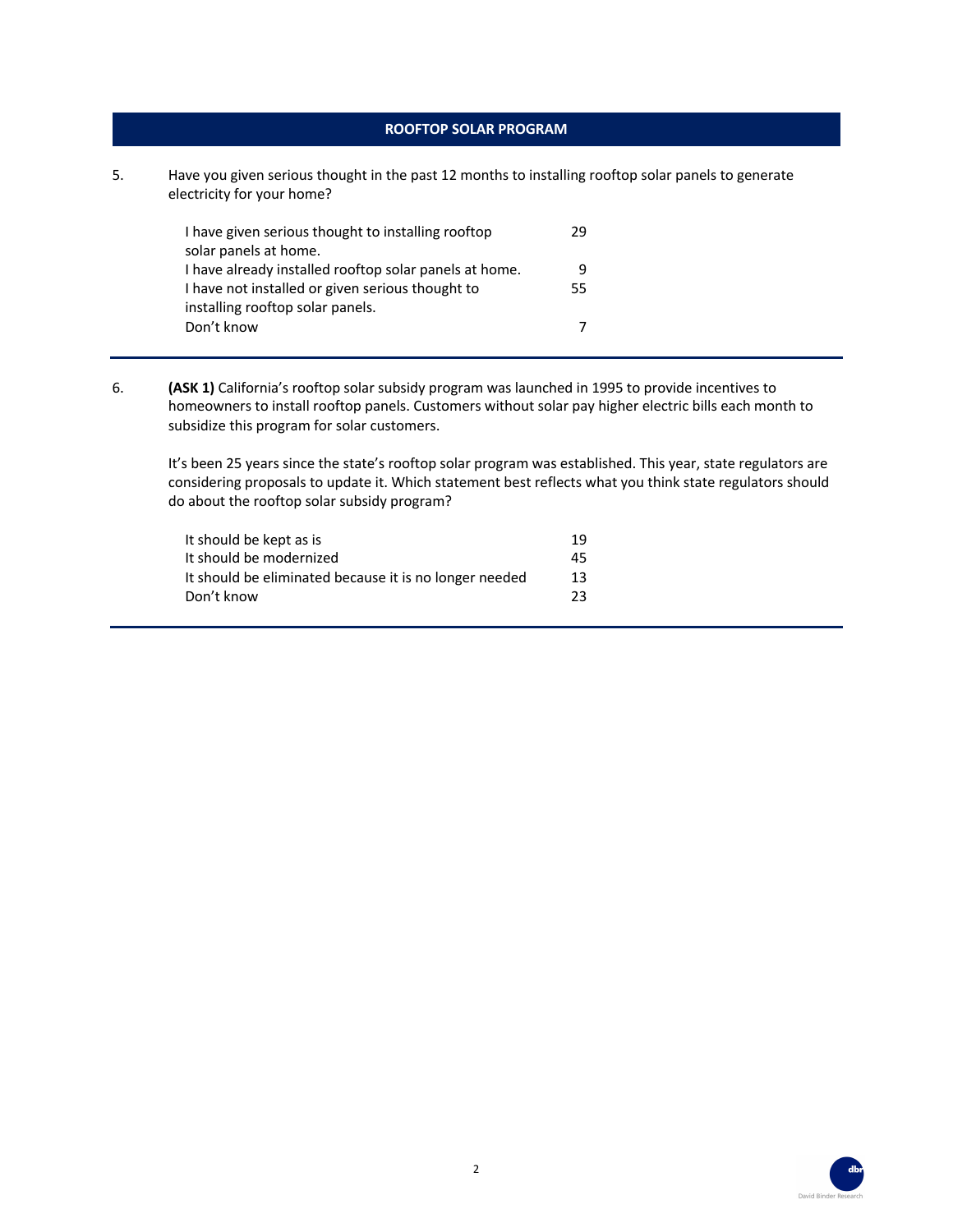## ROOFTOP SOLAR PROGRAM

5. Have you given serious thought in the past 12 months to installing rooftop solar panels to generate electricity for your home?

| | |
|---|---|
| I have given serious thought to installing rooftop solar panels at home. | 29 |
| I have already installed rooftop solar panels at home. | 9 |
| I have not installed or given serious thought to installing rooftop solar panels. | 55 |
| Don't know | 7 |

6. **(ASK 1)** California's rooftop solar subsidy program was launched in 1995 to provide incentives to homeowners to install rooftop panels. Customers without solar pay higher electric bills each month to subsidize this program for solar customers.

   It's been 25 years since the state's rooftop solar program was established. This year, state regulators are considering proposals to update it. Which statement best reflects what you think state regulators should do about the rooftop solar subsidy program?

| | |
|---|---|
| It should be kept as is | 19 |
| It should be modernized | 45 |
| It should be eliminated because it is no longer needed | 13 |
| Don't know | 23 |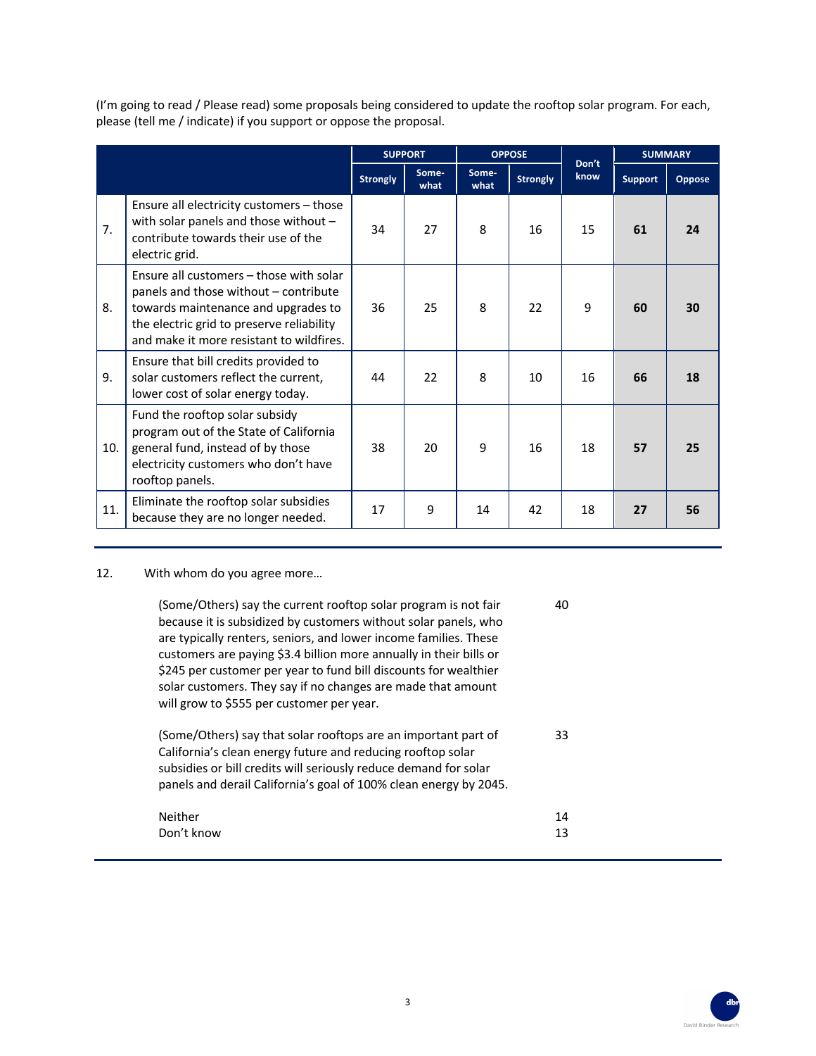(I'm going to read / Please read) some proposals being considered to update the rooftop solar program. For each, please (tell me / indicate) if you support or oppose the proposal.

| | | SUPPORT | | OPPOSE | | Don't know | SUMMARY | |
|---|---|---|---|---|---|---|---|---|
| | | Strongly | Some-what | Some-what | Strongly | | Support | Oppose |
| 7. | Ensure all electricity customers – those with solar panels and those without – contribute towards their use of the electric grid. | 34 | 27 | 8 | 16 | 15 | **61** | **24** |
| 8. | Ensure all customers – those with solar panels and those without – contribute towards maintenance and upgrades to the electric grid to preserve reliability and make it more resistant to wildfires. | 36 | 25 | 8 | 22 | 9 | **60** | **30** |
| 9. | Ensure that bill credits provided to solar customers reflect the current, lower cost of solar energy today. | 44 | 22 | 8 | 10 | 16 | **66** | **18** |
| 10. | Fund the rooftop solar subsidy program out of the State of California general fund, instead of by those electricity customers who don't have rooftop panels. | 38 | 20 | 9 | 16 | 18 | **57** | **25** |
| 11. | Eliminate the rooftop solar subsidies because they are no longer needed. | 17 | 9 | 14 | 42 | 18 | **27** | **56** |

12. With whom do you agree more…

| | |
|---|---|
| (Some/Others) say the current rooftop solar program is not fair because it is subsidized by customers without solar panels, who are typically renters, seniors, and lower income families. These customers are paying $3.4 billion more annually in their bills or $245 per customer per year to fund bill discounts for wealthier solar customers. They say if no changes are made that amount will grow to $555 per customer per year. | 40 |
| (Some/Others) say that solar rooftops are an important part of California's clean energy future and reducing rooftop solar subsidies or bill credits will seriously reduce demand for solar panels and derail California's goal of 100% clean energy by 2045. | 33 |
| Neither | 14 |
| Don't know | 13 |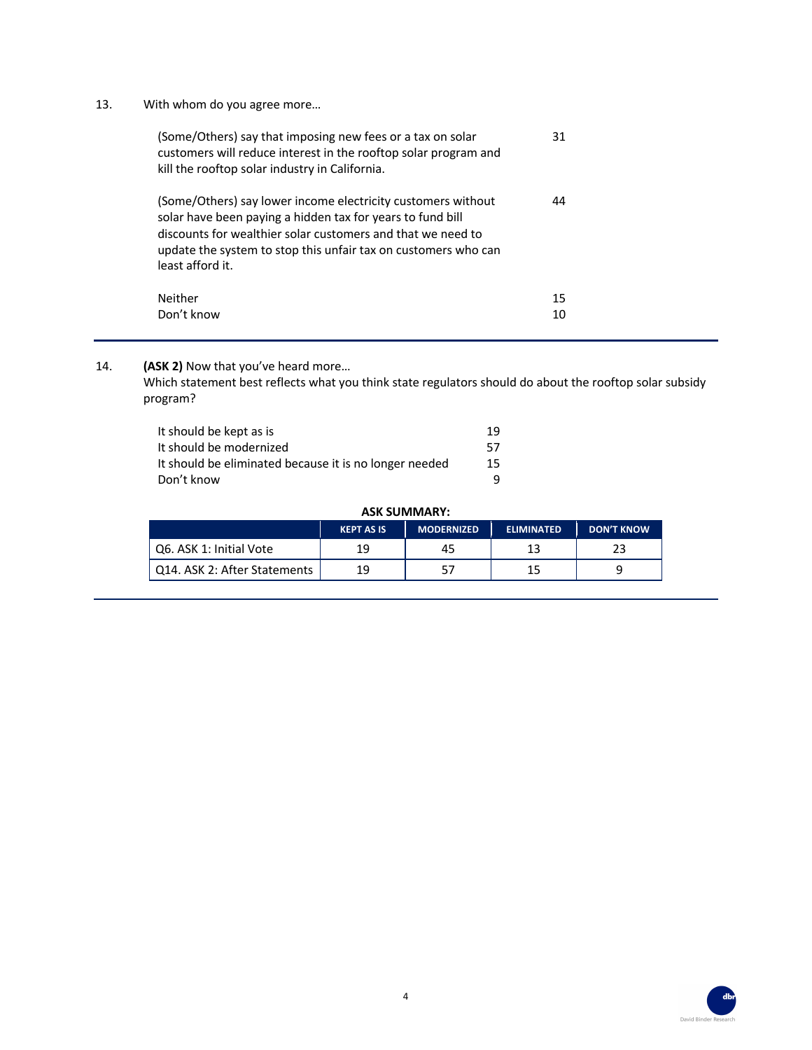13. With whom do you agree more…

| | |
|---|---|
| (Some/Others) say that imposing new fees or a tax on solar customers will reduce interest in the rooftop solar program and kill the rooftop solar industry in California. | 31 |
| (Some/Others) say lower income electricity customers without solar have been paying a hidden tax for years to fund bill discounts for wealthier solar customers and that we need to update the system to stop this unfair tax on customers who can least afford it. | 44 |
| Neither | 15 |
| Don't know | 10 |

---

14. **(ASK 2)** Now that you've heard more…
Which statement best reflects what you think state regulators should do about the rooftop solar subsidy program?

| | |
|---|---|
| It should be kept as is | 19 |
| It should be modernized | 57 |
| It should be eliminated because it is no longer needed | 15 |
| Don't know | 9 |

**ASK SUMMARY:**

| | KEPT AS IS | MODERNIZED | ELIMINATED | DON'T KNOW |
|---|---|---|---|---|
| Q6. ASK 1: Initial Vote | 19 | 45 | 13 | 23 |
| Q14. ASK 2: After Statements | 19 | 57 | 15 | 9 |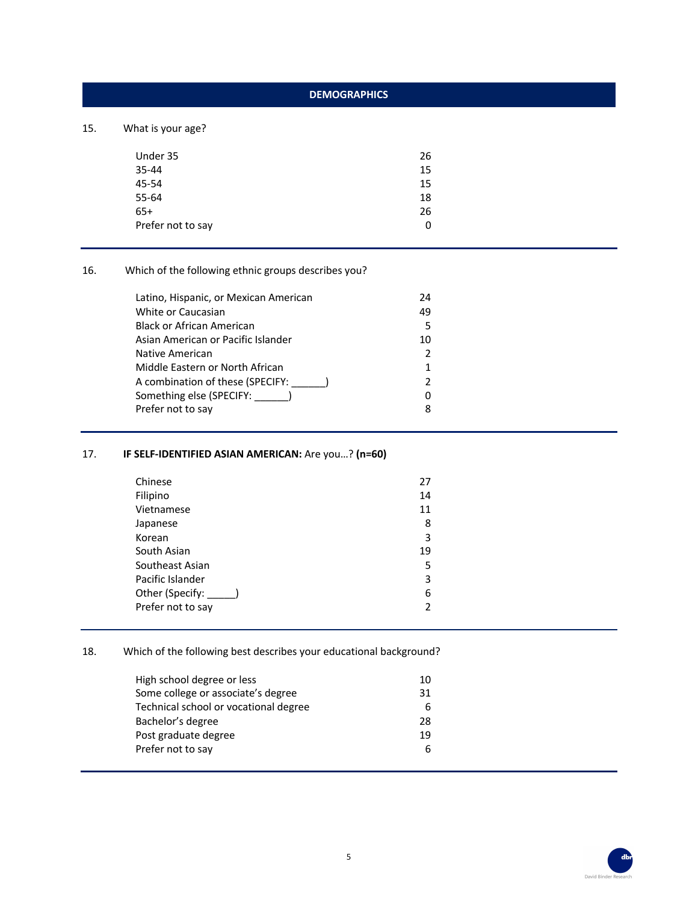## DEMOGRAPHICS

15. What is your age?

| | |
|---|---|
| Under 35 | 26 |
| 35-44 | 15 |
| 45-54 | 15 |
| 55-64 | 18 |
| 65+ | 26 |
| Prefer not to say | 0 |

16. Which of the following ethnic groups describes you?

| | |
|---|---|
| Latino, Hispanic, or Mexican American | 24 |
| White or Caucasian | 49 |
| Black or African American | 5 |
| Asian American or Pacific Islander | 10 |
| Native American | 2 |
| Middle Eastern or North African | 1 |
| A combination of these (SPECIFY: ______) | 2 |
| Something else (SPECIFY: ______) | 0 |
| Prefer not to say | 8 |

17. **IF SELF-IDENTIFIED ASIAN AMERICAN:** Are you…? **(n=60)**

| | |
|---|---|
| Chinese | 27 |
| Filipino | 14 |
| Vietnamese | 11 |
| Japanese | 8 |
| Korean | 3 |
| South Asian | 19 |
| Southeast Asian | 5 |
| Pacific Islander | 3 |
| Other (Specify: _____) | 6 |
| Prefer not to say | 2 |

18. Which of the following best describes your educational background?

| | |
|---|---|
| High school degree or less | 10 |
| Some college or associate's degree | 31 |
| Technical school or vocational degree | 6 |
| Bachelor's degree | 28 |
| Post graduate degree | 19 |
| Prefer not to say | 6 |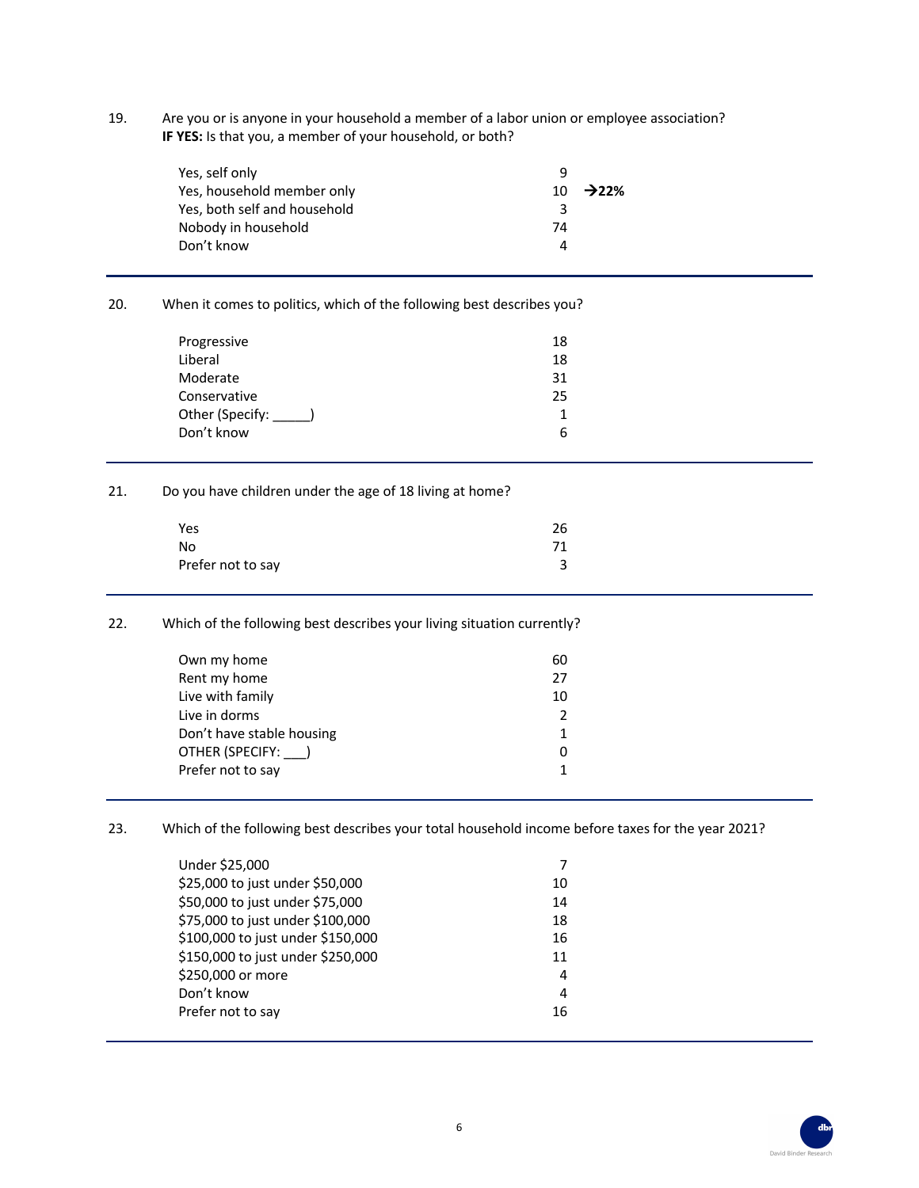19. Are you or is anyone in your household a member of a labor union or employee association?
**IF YES:** Is that you, a member of your household, or both?

| | | |
|---|---|---|
| Yes, self only | 9 | |
| Yes, household member only | 10 | **→22%** |
| Yes, both self and household | 3 | |
| Nobody in household | 74 | |
| Don't know | 4 | |

---

20. When it comes to politics, which of the following best describes you?

| | |
|---|---|
| Progressive | 18 |
| Liberal | 18 |
| Moderate | 31 |
| Conservative | 25 |
| Other (Specify: _____) | 1 |
| Don't know | 6 |

---

21. Do you have children under the age of 18 living at home?

| | |
|---|---|
| Yes | 26 |
| No | 71 |
| Prefer not to say | 3 |

---

22. Which of the following best describes your living situation currently?

| | |
|---|---|
| Own my home | 60 |
| Rent my home | 27 |
| Live with family | 10 |
| Live in dorms | 2 |
| Don't have stable housing | 1 |
| OTHER (SPECIFY: ___) | 0 |
| Prefer not to say | 1 |

---

23. Which of the following best describes your total household income before taxes for the year 2021?

| | |
|---|---|
| Under $25,000 | 7 |
| $25,000 to just under $50,000 | 10 |
| $50,000 to just under $75,000 | 14 |
| $75,000 to just under $100,000 | 18 |
| $100,000 to just under $150,000 | 16 |
| $150,000 to just under $250,000 | 11 |
| $250,000 or more | 4 |
| Don't know | 4 |
| Prefer not to say | 16 |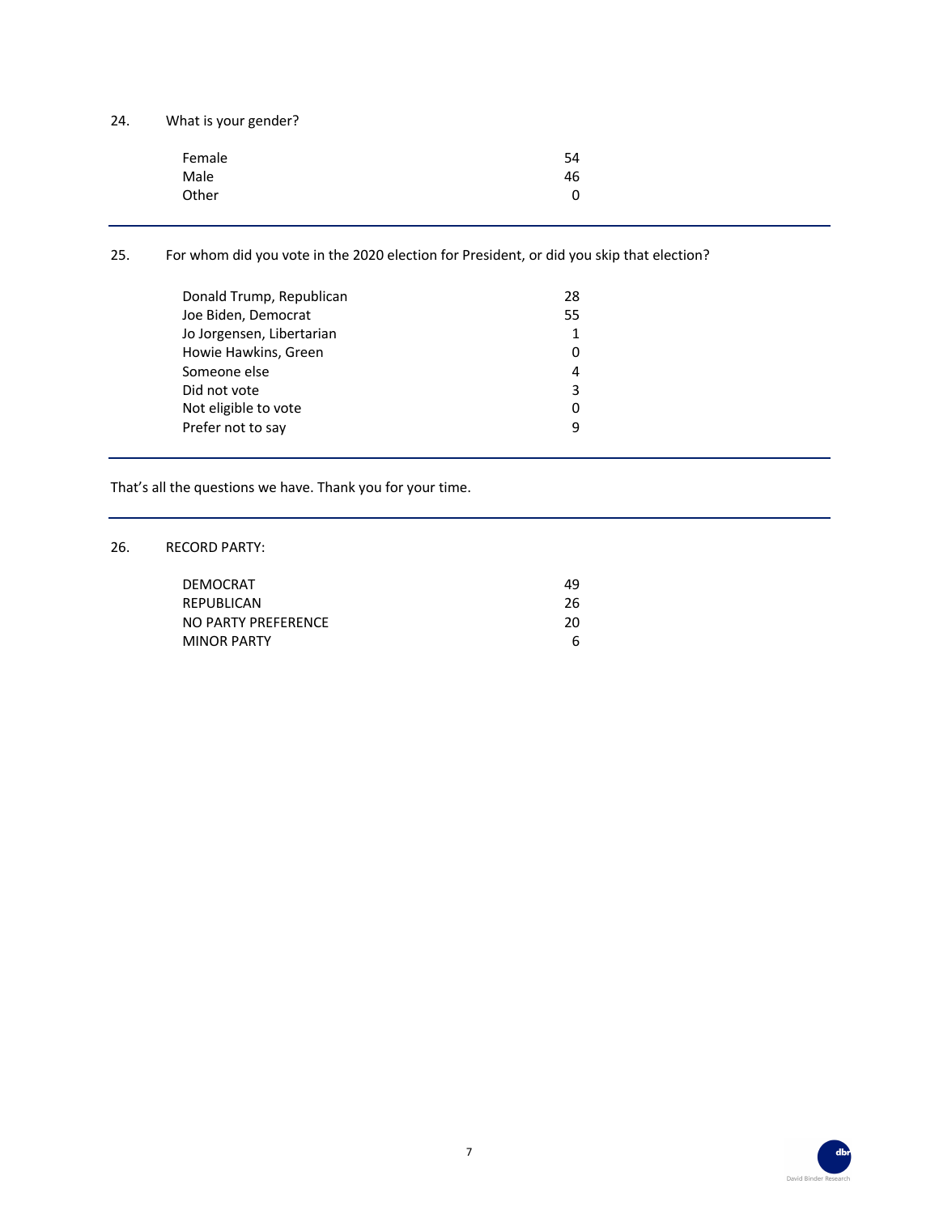24. What is your gender?

| | |
|---|---|
| Female | 54 |
| Male | 46 |
| Other | 0 |

---

25. For whom did you vote in the 2020 election for President, or did you skip that election?

| | |
|---|---|
| Donald Trump, Republican | 28 |
| Joe Biden, Democrat | 55 |
| Jo Jorgensen, Libertarian | 1 |
| Howie Hawkins, Green | 0 |
| Someone else | 4 |
| Did not vote | 3 |
| Not eligible to vote | 0 |
| Prefer not to say | 9 |

---

That's all the questions we have. Thank you for your time.

---

26. RECORD PARTY:

| | |
|---|---|
| DEMOCRAT | 49 |
| REPUBLICAN | 26 |
| NO PARTY PREFERENCE | 20 |
| MINOR PARTY | 6 |